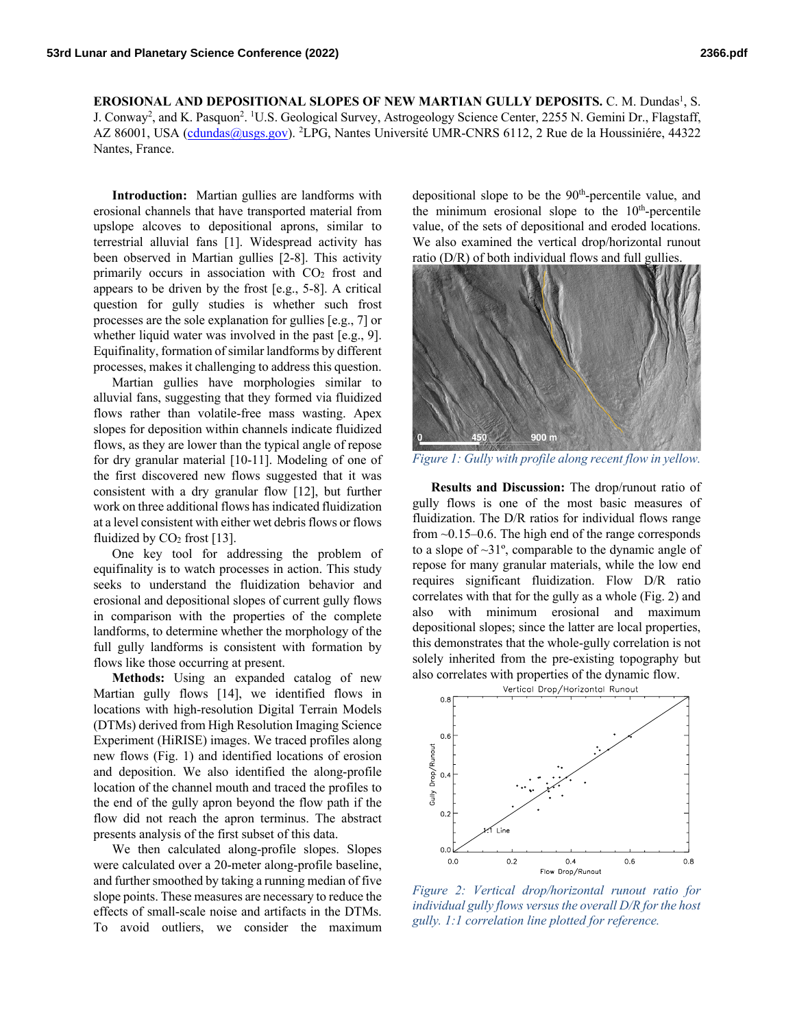**EROSIONAL AND DEPOSITIONAL SLOPES OF NEW MARTIAN GULLY DEPOSITS.** C. M. Dundas[1], S. J. Conway[2], and K. Pasquon[2]. [1]U.S. Geological Survey, Astrogeology Science Center, 2255 N. Gemini Dr., Flagstaff, AZ 86001, USA (cdundas@usgs.gov). [2]LPG, Nantes Université UMR-CNRS 6112, 2 Rue de la Houssiniére, 44322 Nantes, France.

**Introduction:** Martian gullies are landforms with erosional channels that have transported material from upslope alcoves to depositional aprons, similar to terrestrial alluvial fans [1]. Widespread activity has been observed in Martian gullies [2-8]. This activity primarily occurs in association with $CO_2$ frost and appears to be driven by the frost [e.g., 5-8]. A critical question for gully studies is whether such frost processes are the sole explanation for gullies [e.g., 7] or whether liquid water was involved in the past [e.g., 9]. Equifinality, formation of similar landforms by different processes, makes it challenging to address this question.

Martian gullies have morphologies similar to alluvial fans, suggesting that they formed via fluidized flows rather than volatile-free mass wasting. Apex slopes for deposition within channels indicate fluidized flows, as they are lower than the typical angle of repose for dry granular material [10-11]. Modeling of one of the first discovered new flows suggested that it was consistent with a dry granular flow [12], but further work on three additional flows has indicated fluidization at a level consistent with either wet debris flows or flows fluidized by $CO_2$ frost [13].

One key tool for addressing the problem of equifinality is to watch processes in action. This study seeks to understand the fluidization behavior and erosional and depositional slopes of current gully flows in comparison with the properties of the complete landforms, to determine whether the morphology of the full gully landforms is consistent with formation by flows like those occurring at present.

**Methods:** Using an expanded catalog of new Martian gully flows [14], we identified flows in locations with high-resolution Digital Terrain Models (DTMs) derived from High Resolution Imaging Science Experiment (HiRISE) images. We traced profiles along new flows (Fig. 1) and identified locations of erosion and deposition. We also identified the along-profile location of the channel mouth and traced the profiles to the end of the gully apron beyond the flow path if the flow did not reach the apron terminus. The abstract presents analysis of the first subset of this data.

We then calculated along-profile slopes. Slopes were calculated over a 20-meter along-profile baseline, and further smoothed by taking a running median of five slope points. These measures are necessary to reduce the effects of small-scale noise and artifacts in the DTMs. To avoid outliers, we consider the maximum depositional slope to be the 90th-percentile value, and the minimum erosional slope to the 10th-percentile value, of the sets of depositional and eroded locations. We also examined the vertical drop/horizontal runout ratio (D/R) of both individual flows and full gullies.

*Figure 1: Gully with profile along recent flow in yellow.*

**Results and Discussion:** The drop/runout ratio of gully flows is one of the most basic measures of fluidization. The D/R ratios for individual flows range from ~0.15–0.6. The high end of the range corresponds to a slope of ~31º, comparable to the dynamic angle of repose for many granular materials, while the low end requires significant fluidization. Flow D/R ratio correlates with that for the gully as a whole (Fig. 2) and also with minimum erosional and maximum depositional slopes; since the latter are local properties, this demonstrates that the whole-gully correlation is not solely inherited from the pre-existing topography but also correlates with properties of the dynamic flow.

*Figure 2: Vertical drop/horizontal runout ratio for individual gully flows versus the overall D/R for the host gully. 1:1 correlation line plotted for reference.*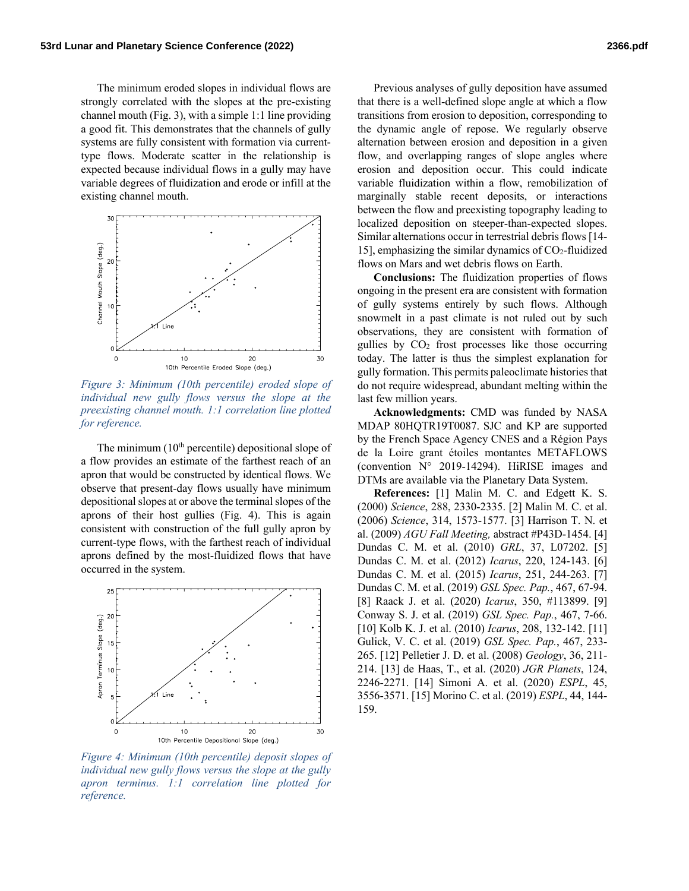The minimum eroded slopes in individual flows are strongly correlated with the slopes at the pre-existing channel mouth (Fig. 3), with a simple 1:1 line providing a good fit. This demonstrates that the channels of gully systems are fully consistent with formation via current-type flows. Moderate scatter in the relationship is expected because individual flows in a gully may have variable degrees of fluidization and erode or infill at the existing channel mouth.

Channel Mouth Slope (deg.)
30
20
10
0
1:1 Line
0
10
20
30
10th Percentile Eroded Slope (deg.)

*Figure 3: Minimum (10th percentile) eroded slope of individual new gully flows versus the slope at the preexisting channel mouth. 1:1 correlation line plotted for reference.*

The minimum (10th percentile) depositional slope of a flow provides an estimate of the farthest reach of an apron that would be constructed by identical flows. We observe that present-day flows usually have minimum depositional slopes at or above the terminal slopes of the aprons of their host gullies (Fig. 4). This is again consistent with construction of the full gully apron by current-type flows, with the farthest reach of individual aprons defined by the most-fluidized flows that have occurred in the system.

Apron Terminus Slope (deg.)
25
20
15
10
5
0
1:1 Line
0
10
20
30
10th Percentile Depositional Slope (deg.)

*Figure 4: Minimum (10th percentile) deposit slopes of individual new gully flows versus the slope at the gully apron terminus. 1:1 correlation line plotted for reference.*

Previous analyses of gully deposition have assumed that there is a well-defined slope angle at which a flow transitions from erosion to deposition, corresponding to the dynamic angle of repose. We regularly observe alternation between erosion and deposition in a given flow, and overlapping ranges of slope angles where erosion and deposition occur. This could indicate variable fluidization within a flow, remobilization of marginally stable recent deposits, or interactions between the flow and preexisting topography leading to localized deposition on steeper-than-expected slopes. Similar alternations occur in terrestrial debris flows [14-15], emphasizing the similar dynamics of $CO_2$-fluidized flows on Mars and wet debris flows on Earth.

**Conclusions:** The fluidization properties of flows ongoing in the present era are consistent with formation of gully systems entirely by such flows. Although snowmelt in a past climate is not ruled out by such observations, they are consistent with formation of gullies by $CO_2$ frost processes like those occurring today. The latter is thus the simplest explanation for gully formation. This permits paleoclimate histories that do not require widespread, abundant melting within the last few million years.

**Acknowledgments:** CMD was funded by NASA MDAP 80HQTR19T0087. SJC and KP are supported by the French Space Agency CNES and a Région Pays de la Loire grant étoiles montantes METAFLOWS (convention N° 2019-14294). HiRISE images and DTMs are available via the Planetary Data System.

**References:** [1] Malin M. C. and Edgett K. S. (2000) *Science*, 288, 2330-2335. [2] Malin M. C. et al. (2006) *Science*, 314, 1573-1577. [3] Harrison T. N. et al. (2009) *AGU Fall Meeting,* abstract #P43D-1454. [4] Dundas C. M. et al. (2010) *GRL*, 37, L07202. [5] Dundas C. M. et al. (2012) *Icarus*, 220, 124-143. [6] Dundas C. M. et al. (2015) *Icarus*, 251, 244-263. [7] Dundas C. M. et al. (2019) *GSL Spec. Pap.*, 467, 67-94. [8] Raack J. et al. (2020) *Icarus*, 350, #113899. [9] Conway S. J. et al. (2019) *GSL Spec. Pap.*, 467, 7-66. [10] Kolb K. J. et al. (2010) *Icarus*, 208, 132-142. [11] Gulick, V. C. et al. (2019) *GSL Spec. Pap.*, 467, 233-265. [12] Pelletier J. D. et al. (2008) *Geology*, 36, 211-214. [13] de Haas, T., et al. (2020) *JGR Planets*, 124, 2246-2271. [14] Simoni A. et al. (2020) *ESPL*, 45, 3556-3571. [15] Morino C. et al. (2019) *ESPL*, 44, 144-159.